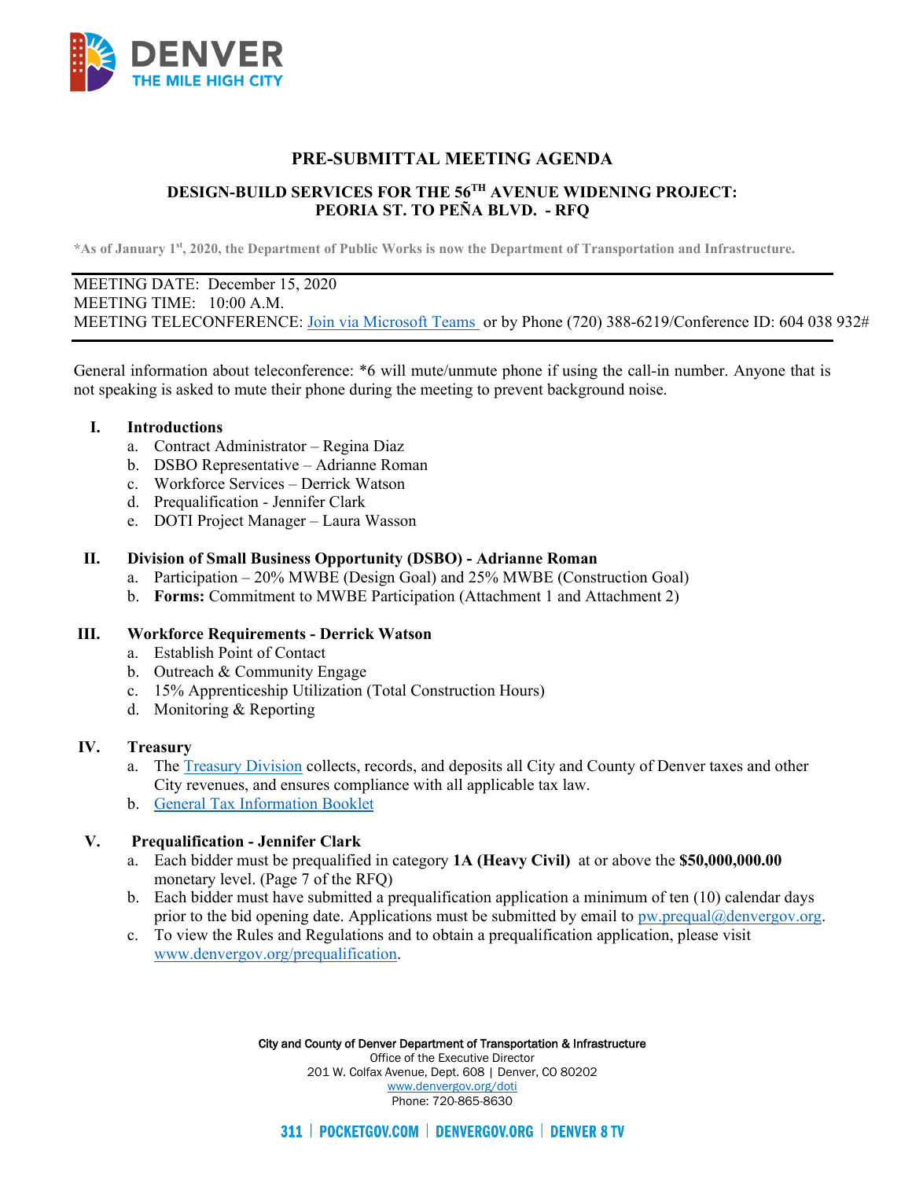DENVER
THE MILE HIGH CITY

# PRE-SUBMITTAL MEETING AGENDA

## DESIGN-BUILD SERVICES FOR THE 56TH AVENUE WIDENING PROJECT: PEORIA ST. TO PEÑA BLVD. - RFQ

*As of January 1st, 2020, the Department of Public Works is now the Department of Transportation and Infrastructure.

---

MEETING DATE: December 15, 2020
MEETING TIME: 10:00 A.M.
MEETING TELECONFERENCE: [Join via Microsoft Teams](#) or by Phone (720) 388-6219/Conference ID: 604 038 932#

---

General information about teleconference: *6 will mute/unmute phone if using the call-in number. Anyone that is not speaking is asked to mute their phone during the meeting to prevent background noise.

**I. Introductions**

a. Contract Administrator – Regina Diaz
b. DSBO Representative – Adrianne Roman
c. Workforce Services – Derrick Watson
d. Prequalification - Jennifer Clark
e. DOTI Project Manager – Laura Wasson

**II. Division of Small Business Opportunity (DSBO) - Adrianne Roman**

a. Participation – 20% MWBE (Design Goal) and 25% MWBE (Construction Goal)
b. **Forms:** Commitment to MWBE Participation (Attachment 1 and Attachment 2)

**III. Workforce Requirements - Derrick Watson**

a. Establish Point of Contact
b. Outreach & Community Engage
c. 15% Apprenticeship Utilization (Total Construction Hours)
d. Monitoring & Reporting

**IV. Treasury**

a. The [Treasury Division](#) collects, records, and deposits all City and County of Denver taxes and other City revenues, and ensures compliance with all applicable tax law.
b. [General Tax Information Booklet](#)

**V. Prequalification - Jennifer Clark**

a. Each bidder must be prequalified in category **1A (Heavy Civil)** at or above the **$50,000,000.00** monetary level. (Page 7 of the RFQ)
b. Each bidder must have submitted a prequalification application a minimum of ten (10) calendar days prior to the bid opening date. Applications must be submitted by email to pw.prequal@denvergov.org.
c. To view the Rules and Regulations and to obtain a prequalification application, please visit www.denvergov.org/prequalification.

City and County of Denver Department of Transportation & Infrastructure
Office of the Executive Director
201 W. Colfax Avenue, Dept. 608 | Denver, CO 80202
www.denvergov.org/doti
Phone: 720-865-8630

311 | POCKETGOV.COM | DENVERGOV.ORG | DENVER 8 TV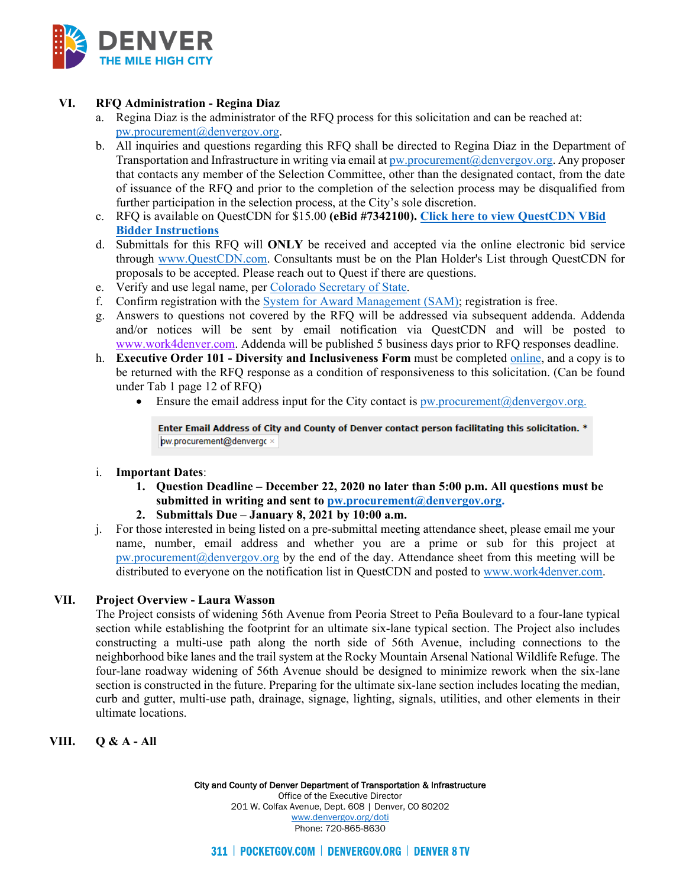**VI. RFQ Administration - Regina Diaz**

a. Regina Diaz is the administrator of the RFQ process for this solicitation and can be reached at: pw.procurement@denvergov.org.

b. All inquiries and questions regarding this RFQ shall be directed to Regina Diaz in the Department of Transportation and Infrastructure in writing via email at pw.procurement@denvergov.org. Any proposer that contacts any member of the Selection Committee, other than the designated contact, from the date of issuance of the RFQ and prior to the completion of the selection process may be disqualified from further participation in the selection process, at the City's sole discretion.

c. RFQ is available on QuestCDN for $15.00 **(eBid #7342100). Click here to view QuestCDN VBid Bidder Instructions**

d. Submittals for this RFQ will **ONLY** be received and accepted via the online electronic bid service through www.QuestCDN.com. Consultants must be on the Plan Holder's List through QuestCDN for proposals to be accepted. Please reach out to Quest if there are questions.

e. Verify and use legal name, per Colorado Secretary of State.

f. Confirm registration with the System for Award Management (SAM); registration is free.

g. Answers to questions not covered by the RFQ will be addressed via subsequent addenda. Addenda and/or notices will be sent by email notification via QuestCDN and will be posted to www.work4denver.com. Addenda will be published 5 business days prior to RFQ responses deadline.

h. **Executive Order 101 - Diversity and Inclusiveness Form** must be completed online, and a copy is to be returned with the RFQ response as a condition of responsiveness to this solicitation. (Can be found under Tab 1 page 12 of RFQ)

- Ensure the email address input for the City contact is pw.procurement@denvergov.org.

**Enter Email Address of City and County of Denver contact person facilitating this solicitation. \***
pw.procurement@denvergc ×

i. **Important Dates**:

1. **Question Deadline – December 22, 2020 no later than 5:00 p.m. All questions must be submitted in writing and sent to pw.procurement@denvergov.org.**
2. **Submittals Due – January 8, 2021 by 10:00 a.m.**

j. For those interested in being listed on a pre-submittal meeting attendance sheet, please email me your name, number, email address and whether you are a prime or sub for this project at pw.procurement@denvergov.org by the end of the day. Attendance sheet from this meeting will be distributed to everyone on the notification list in QuestCDN and posted to www.work4denver.com.

**VII. Project Overview - Laura Wasson**

The Project consists of widening 56th Avenue from Peoria Street to Peña Boulevard to a four-lane typical section while establishing the footprint for an ultimate six-lane typical section. The Project also includes constructing a multi-use path along the north side of 56th Avenue, including connections to the neighborhood bike lanes and the trail system at the Rocky Mountain Arsenal National Wildlife Refuge. The four-lane roadway widening of 56th Avenue should be designed to minimize rework when the six-lane section is constructed in the future. Preparing for the ultimate six-lane section includes locating the median, curb and gutter, multi-use path, drainage, signage, lighting, signals, utilities, and other elements in their ultimate locations.

**VIII. Q & A - All**

City and County of Denver Department of Transportation & Infrastructure
Office of the Executive Director
201 W. Colfax Avenue, Dept. 608 | Denver, CO 80202
www.denvergov.org/doti
Phone: 720-865-8630

311 | POCKETGOV.COM | DENVERGOV.ORG | DENVER 8 TV